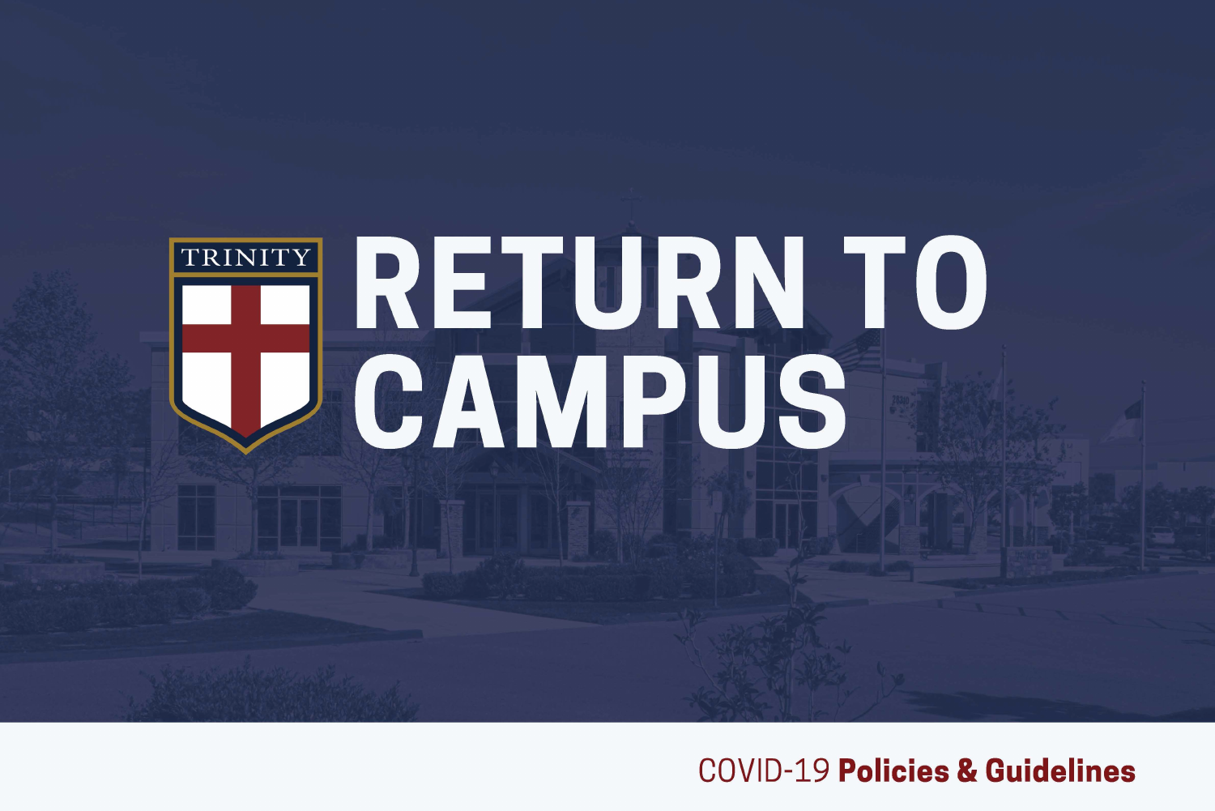TRINITY

# RETURN TO CAMPUS

COVID-19 **Policies & Guidelines**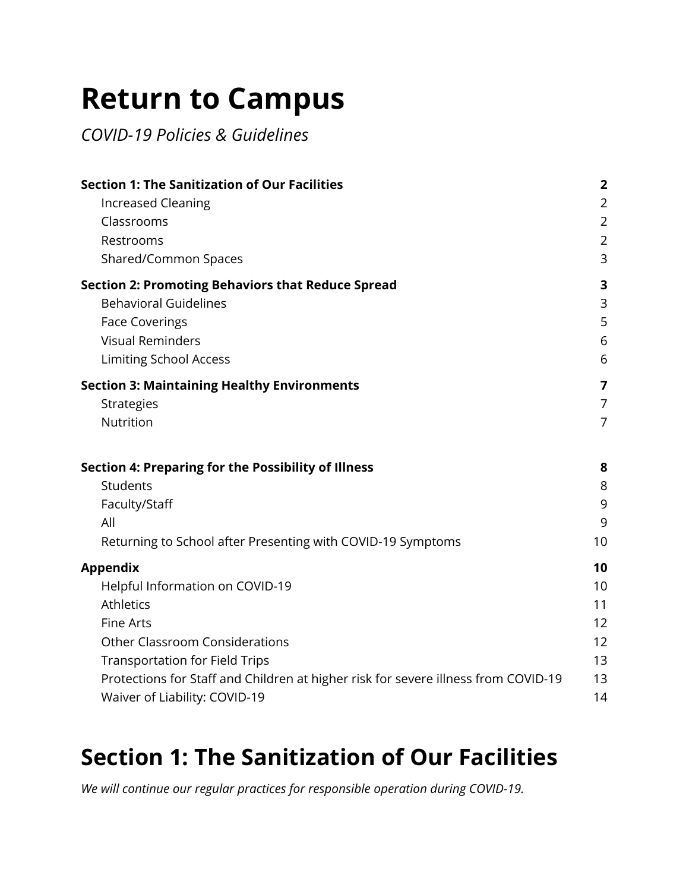# Return to Campus

*COVID-19 Policies & Guidelines*

| | |
|---|---|
| **Section 1: The Sanitization of Our Facilities** | **2** |
| Increased Cleaning | 2 |
| Classrooms | 2 |
| Restrooms | 2 |
| Shared/Common Spaces | 3 |
| **Section 2: Promoting Behaviors that Reduce Spread** | **3** |
| Behavioral Guidelines | 3 |
| Face Coverings | 5 |
| Visual Reminders | 6 |
| Limiting School Access | 6 |
| **Section 3: Maintaining Healthy Environments** | **7** |
| Strategies | 7 |
| Nutrition | 7 |
| **Section 4: Preparing for the Possibility of Illness** | **8** |
| Students | 8 |
| Faculty/Staff | 9 |
| All | 9 |
| Returning to School after Presenting with COVID-19 Symptoms | 10 |
| **Appendix** | **10** |
| Helpful Information on COVID-19 | 10 |
| Athletics | 11 |
| Fine Arts | 12 |
| Other Classroom Considerations | 12 |
| Transportation for Field Trips | 13 |
| Protections for Staff and Children at higher risk for severe illness from COVID-19 | 13 |
| Waiver of Liability: COVID-19 | 14 |

# Section 1: The Sanitization of Our Facilities

*We will continue our regular practices for responsible operation during COVID-19.*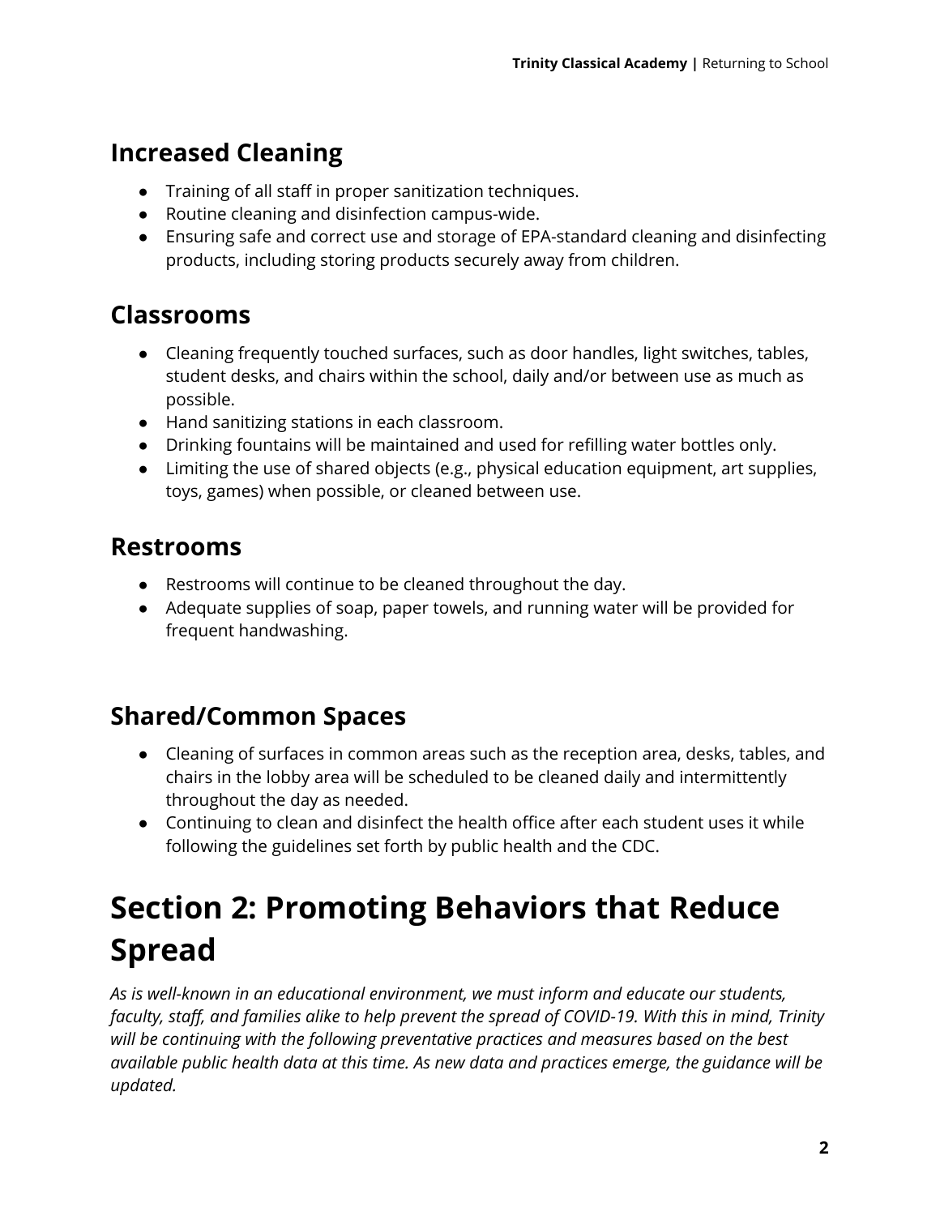## Increased Cleaning

- Training of all staff in proper sanitization techniques.
- Routine cleaning and disinfection campus-wide.
- Ensuring safe and correct use and storage of EPA-standard cleaning and disinfecting products, including storing products securely away from children.

## Classrooms

- Cleaning frequently touched surfaces, such as door handles, light switches, tables, student desks, and chairs within the school, daily and/or between use as much as possible.
- Hand sanitizing stations in each classroom.
- Drinking fountains will be maintained and used for refilling water bottles only.
- Limiting the use of shared objects (e.g., physical education equipment, art supplies, toys, games) when possible, or cleaned between use.

## Restrooms

- Restrooms will continue to be cleaned throughout the day.
- Adequate supplies of soap, paper towels, and running water will be provided for frequent handwashing.

## Shared/Common Spaces

- Cleaning of surfaces in common areas such as the reception area, desks, tables, and chairs in the lobby area will be scheduled to be cleaned daily and intermittently throughout the day as needed.
- Continuing to clean and disinfect the health office after each student uses it while following the guidelines set forth by public health and the CDC.

# Section 2: Promoting Behaviors that Reduce Spread

*As is well-known in an educational environment, we must inform and educate our students, faculty, staff, and families alike to help prevent the spread of COVID-19. With this in mind, Trinity will be continuing with the following preventative practices and measures based on the best available public health data at this time. As new data and practices emerge, the guidance will be updated.*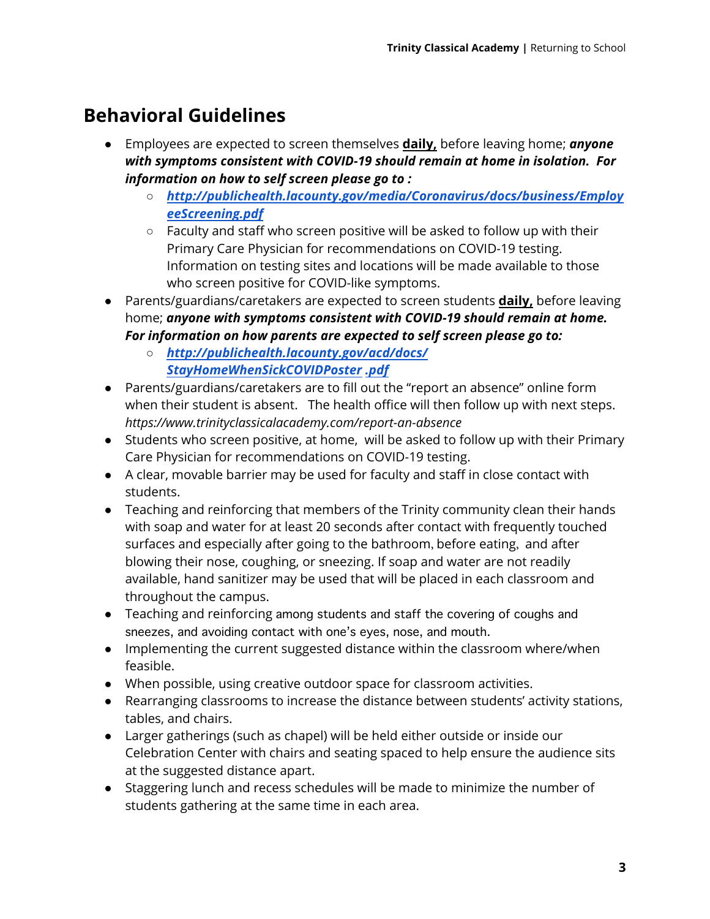## Behavioral Guidelines

- Employees are expected to screen themselves **daily,** before leaving home; ***anyone with symptoms consistent with COVID-19 should remain at home in isolation. For information on how to self screen please go to :***
  - ***[http://publichealth.lacounty.gov/media/Coronavirus/docs/business/EmployeeScreening.pdf](http://publichealth.lacounty.gov/media/Coronavirus/docs/business/EmployeeScreening.pdf)***
  - Faculty and staff who screen positive will be asked to follow up with their Primary Care Physician for recommendations on COVID-19 testing. Information on testing sites and locations will be made available to those who screen positive for COVID-like symptoms.
- Parents/guardians/caretakers are expected to screen students **daily,** before leaving home; ***anyone with symptoms consistent with COVID-19 should remain at home. For information on how parents are expected to self screen please go to:***
  - ***[http://publichealth.lacounty.gov/acd/docs/StayHomeWhenSickCOVIDPoster .pdf](http://publichealth.lacounty.gov/acd/docs/StayHomeWhenSickCOVIDPoster.pdf)***
- Parents/guardians/caretakers are to fill out the "report an absence" online form when their student is absent. The health office will then follow up with next steps. *https://www.trinityclassicalacademy.com/report-an-absence*
- Students who screen positive, at home, will be asked to follow up with their Primary Care Physician for recommendations on COVID-19 testing.
- A clear, movable barrier may be used for faculty and staff in close contact with students.
- Teaching and reinforcing that members of the Trinity community clean their hands with soap and water for at least 20 seconds after contact with frequently touched surfaces and especially after going to the bathroom, before eating, and after blowing their nose, coughing, or sneezing. If soap and water are not readily available, hand sanitizer may be used that will be placed in each classroom and throughout the campus.
- Teaching and reinforcing among students and staff the covering of coughs and sneezes, and avoiding contact with one's eyes, nose, and mouth.
- Implementing the current suggested distance within the classroom where/when feasible.
- When possible, using creative outdoor space for classroom activities.
- Rearranging classrooms to increase the distance between students' activity stations, tables, and chairs.
- Larger gatherings (such as chapel) will be held either outside or inside our Celebration Center with chairs and seating spaced to help ensure the audience sits at the suggested distance apart.
- Staggering lunch and recess schedules will be made to minimize the number of students gathering at the same time in each area.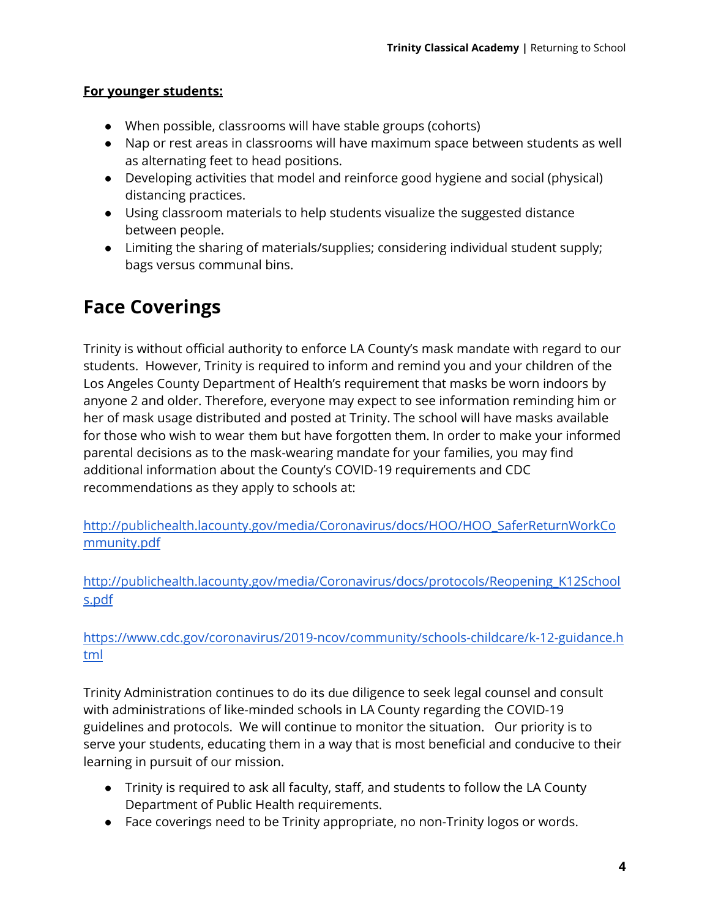**For younger students:**

- When possible, classrooms will have stable groups (cohorts)
- Nap or rest areas in classrooms will have maximum space between students as well as alternating feet to head positions.
- Developing activities that model and reinforce good hygiene and social (physical) distancing practices.
- Using classroom materials to help students visualize the suggested distance between people.
- Limiting the sharing of materials/supplies; considering individual student supply; bags versus communal bins.

# Face Coverings

Trinity is without official authority to enforce LA County's mask mandate with regard to our students. However, Trinity is required to inform and remind you and your children of the Los Angeles County Department of Health's requirement that masks be worn indoors by anyone 2 and older. Therefore, everyone may expect to see information reminding him or her of mask usage distributed and posted at Trinity. The school will have masks available for those who wish to wear them but have forgotten them. In order to make your informed parental decisions as to the mask-wearing mandate for your families, you may find additional information about the County's COVID-19 requirements and CDC recommendations as they apply to schools at:

[http://publichealth.lacounty.gov/media/Coronavirus/docs/HOO/HOO_SaferReturnWorkCommunity.pdf](http://publichealth.lacounty.gov/media/Coronavirus/docs/HOO/HOO_SaferReturnWorkCommunity.pdf)

[http://publichealth.lacounty.gov/media/Coronavirus/docs/protocols/Reopening_K12Schools.pdf](http://publichealth.lacounty.gov/media/Coronavirus/docs/protocols/Reopening_K12Schools.pdf)

[https://www.cdc.gov/coronavirus/2019-ncov/community/schools-childcare/k-12-guidance.html](https://www.cdc.gov/coronavirus/2019-ncov/community/schools-childcare/k-12-guidance.html)

Trinity Administration continues to do its due diligence to seek legal counsel and consult with administrations of like-minded schools in LA County regarding the COVID-19 guidelines and protocols. We will continue to monitor the situation. Our priority is to serve your students, educating them in a way that is most beneficial and conducive to their learning in pursuit of our mission.

- Trinity is required to ask all faculty, staff, and students to follow the LA County Department of Public Health requirements.
- Face coverings need to be Trinity appropriate, no non-Trinity logos or words.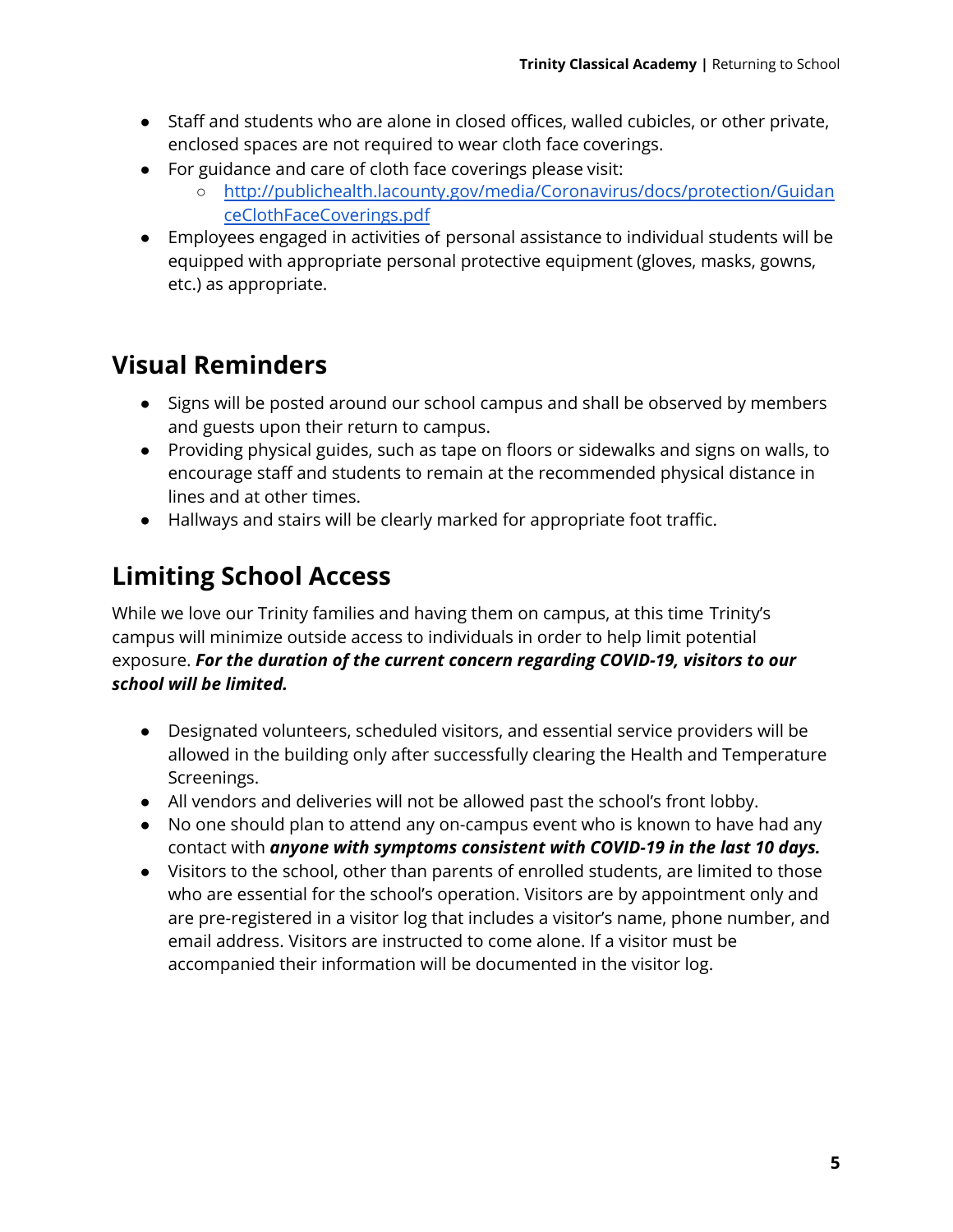- Staff and students who are alone in closed offices, walled cubicles, or other private, enclosed spaces are not required to wear cloth face coverings.
- For guidance and care of cloth face coverings please visit:
  - [http://publichealth.lacounty.gov/media/Coronavirus/docs/protection/GuidanceClothFaceCoverings.pdf](http://publichealth.lacounty.gov/media/Coronavirus/docs/protection/GuidanceClothFaceCoverings.pdf)
- Employees engaged in activities of personal assistance to individual students will be equipped with appropriate personal protective equipment (gloves, masks, gowns, etc.) as appropriate.

## Visual Reminders

- Signs will be posted around our school campus and shall be observed by members and guests upon their return to campus.
- Providing physical guides, such as tape on floors or sidewalks and signs on walls, to encourage staff and students to remain at the recommended physical distance in lines and at other times.
- Hallways and stairs will be clearly marked for appropriate foot traffic.

## Limiting School Access

While we love our Trinity families and having them on campus, at this time Trinity's campus will minimize outside access to individuals in order to help limit potential exposure. ***For the duration of the current concern regarding COVID-19, visitors to our school will be limited.***

- Designated volunteers, scheduled visitors, and essential service providers will be allowed in the building only after successfully clearing the Health and Temperature Screenings.
- All vendors and deliveries will not be allowed past the school's front lobby.
- No one should plan to attend any on-campus event who is known to have had any contact with ***anyone with symptoms consistent with COVID-19 in the last 10 days.***
- Visitors to the school, other than parents of enrolled students, are limited to those who are essential for the school's operation. Visitors are by appointment only and are pre-registered in a visitor log that includes a visitor's name, phone number, and email address. Visitors are instructed to come alone. If a visitor must be accompanied their information will be documented in the visitor log.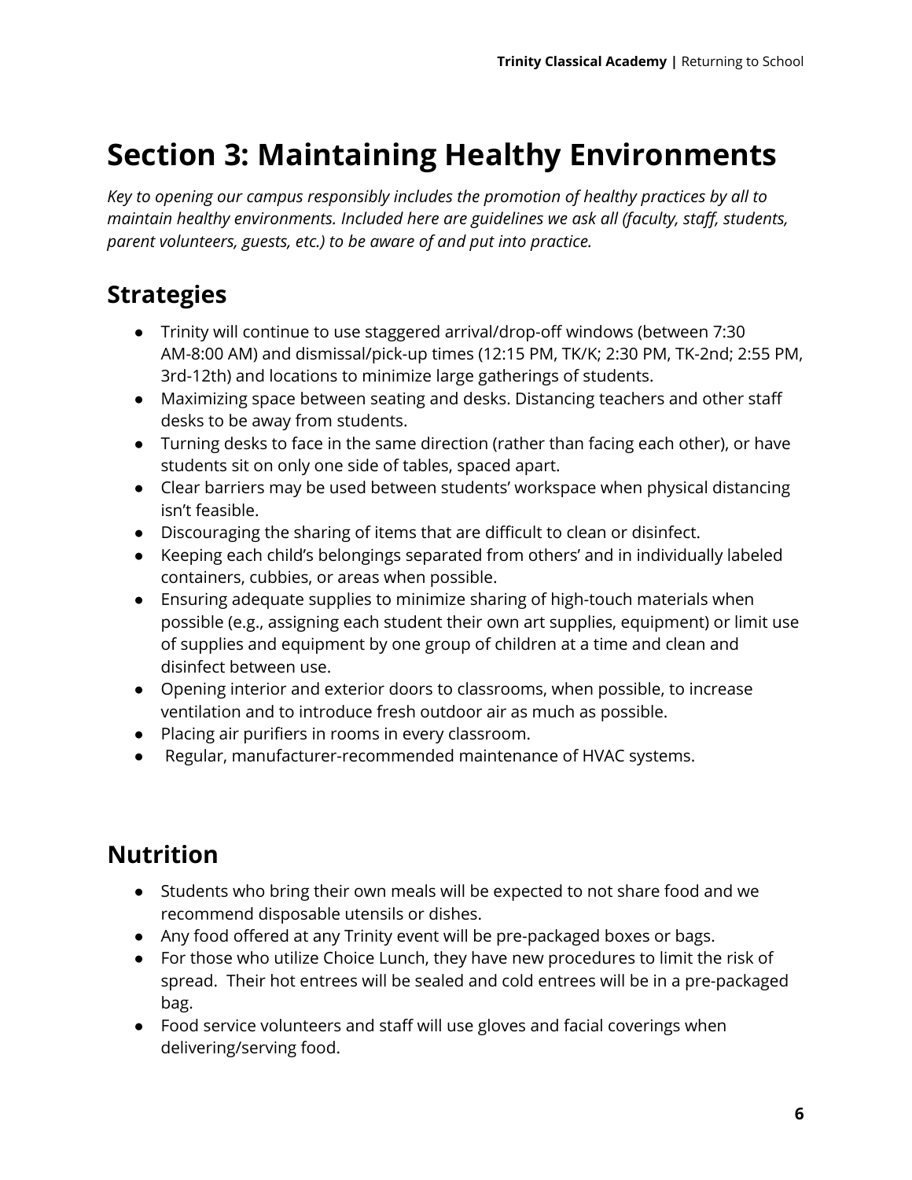# Section 3: Maintaining Healthy Environments

*Key to opening our campus responsibly includes the promotion of healthy practices by all to maintain healthy environments. Included here are guidelines we ask all (faculty, staff, students, parent volunteers, guests, etc.) to be aware of and put into practice.*

## Strategies

- Trinity will continue to use staggered arrival/drop-off windows (between 7:30 AM-8:00 AM) and dismissal/pick-up times (12:15 PM, TK/K; 2:30 PM, TK-2nd; 2:55 PM, 3rd-12th) and locations to minimize large gatherings of students.
- Maximizing space between seating and desks. Distancing teachers and other staff desks to be away from students.
- Turning desks to face in the same direction (rather than facing each other), or have students sit on only one side of tables, spaced apart.
- Clear barriers may be used between students' workspace when physical distancing isn't feasible.
- Discouraging the sharing of items that are difficult to clean or disinfect.
- Keeping each child's belongings separated from others' and in individually labeled containers, cubbies, or areas when possible.
- Ensuring adequate supplies to minimize sharing of high-touch materials when possible (e.g., assigning each student their own art supplies, equipment) or limit use of supplies and equipment by one group of children at a time and clean and disinfect between use.
- Opening interior and exterior doors to classrooms, when possible, to increase ventilation and to introduce fresh outdoor air as much as possible.
- Placing air purifiers in rooms in every classroom.
- Regular, manufacturer-recommended maintenance of HVAC systems.

## Nutrition

- Students who bring their own meals will be expected to not share food and we recommend disposable utensils or dishes.
- Any food offered at any Trinity event will be pre-packaged boxes or bags.
- For those who utilize Choice Lunch, they have new procedures to limit the risk of spread. Their hot entrees will be sealed and cold entrees will be in a pre-packaged bag.
- Food service volunteers and staff will use gloves and facial coverings when delivering/serving food.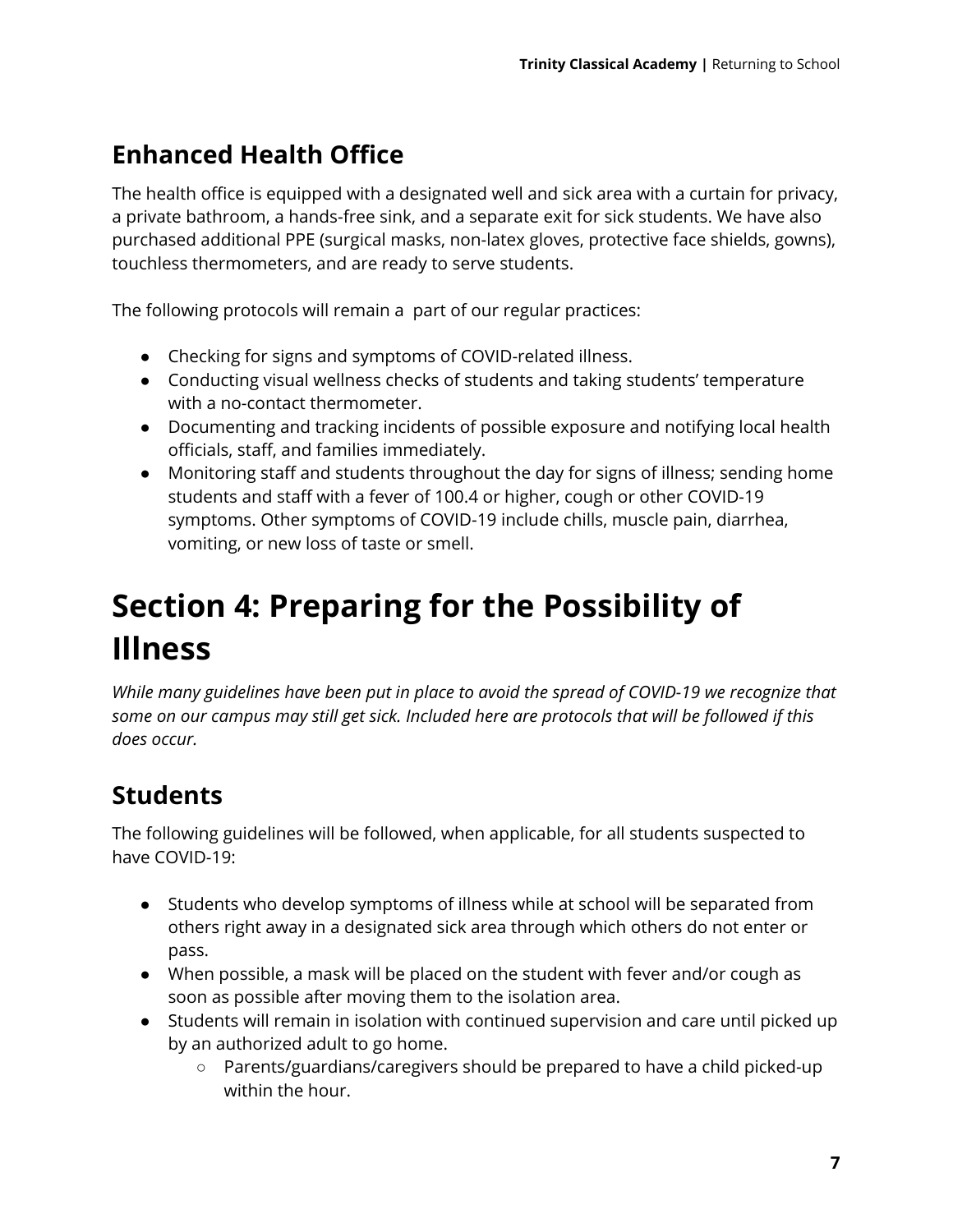## Enhanced Health Office

The health office is equipped with a designated well and sick area with a curtain for privacy, a private bathroom, a hands-free sink, and a separate exit for sick students. We have also purchased additional PPE (surgical masks, non-latex gloves, protective face shields, gowns), touchless thermometers, and are ready to serve students.

The following protocols will remain a part of our regular practices:

- Checking for signs and symptoms of COVID-related illness.
- Conducting visual wellness checks of students and taking students' temperature with a no-contact thermometer.
- Documenting and tracking incidents of possible exposure and notifying local health officials, staff, and families immediately.
- Monitoring staff and students throughout the day for signs of illness; sending home students and staff with a fever of 100.4 or higher, cough or other COVID-19 symptoms. Other symptoms of COVID-19 include chills, muscle pain, diarrhea, vomiting, or new loss of taste or smell.

# Section 4: Preparing for the Possibility of Illness

*While many guidelines have been put in place to avoid the spread of COVID-19 we recognize that some on our campus may still get sick. Included here are protocols that will be followed if this does occur.*

## Students

The following guidelines will be followed, when applicable, for all students suspected to have COVID-19:

- Students who develop symptoms of illness while at school will be separated from others right away in a designated sick area through which others do not enter or pass.
- When possible, a mask will be placed on the student with fever and/or cough as soon as possible after moving them to the isolation area.
- Students will remain in isolation with continued supervision and care until picked up by an authorized adult to go home.
  - Parents/guardians/caregivers should be prepared to have a child picked-up within the hour.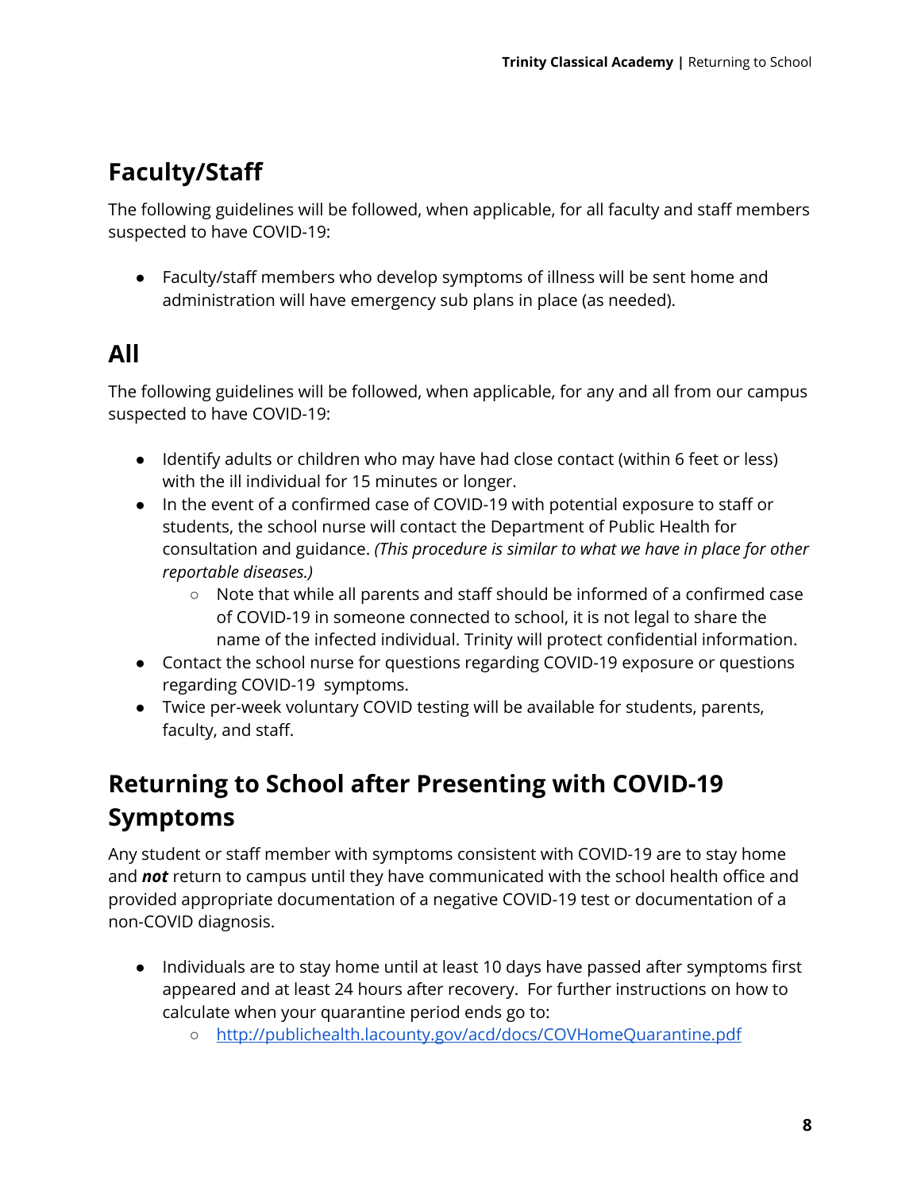## Faculty/Staff

The following guidelines will be followed, when applicable, for all faculty and staff members suspected to have COVID-19:

- Faculty/staff members who develop symptoms of illness will be sent home and administration will have emergency sub plans in place (as needed).

## All

The following guidelines will be followed, when applicable, for any and all from our campus suspected to have COVID-19:

- Identify adults or children who may have had close contact (within 6 feet or less) with the ill individual for 15 minutes or longer.
- In the event of a confirmed case of COVID-19 with potential exposure to staff or students, the school nurse will contact the Department of Public Health for consultation and guidance. *(This procedure is similar to what we have in place for other reportable diseases.)*
    - Note that while all parents and staff should be informed of a confirmed case of COVID-19 in someone connected to school, it is not legal to share the name of the infected individual. Trinity will protect confidential information.
- Contact the school nurse for questions regarding COVID-19 exposure or questions regarding COVID-19 symptoms.
- Twice per-week voluntary COVID testing will be available for students, parents, faculty, and staff.

## Returning to School after Presenting with COVID-19 Symptoms

Any student or staff member with symptoms consistent with COVID-19 are to stay home and ***not*** return to campus until they have communicated with the school health office and provided appropriate documentation of a negative COVID-19 test or documentation of a non-COVID diagnosis.

- Individuals are to stay home until at least 10 days have passed after symptoms first appeared and at least 24 hours after recovery. For further instructions on how to calculate when your quarantine period ends go to:
    - [http://publichealth.lacounty.gov/acd/docs/COVHomeQuarantine.pdf](http://publichealth.lacounty.gov/acd/docs/COVHomeQuarantine.pdf)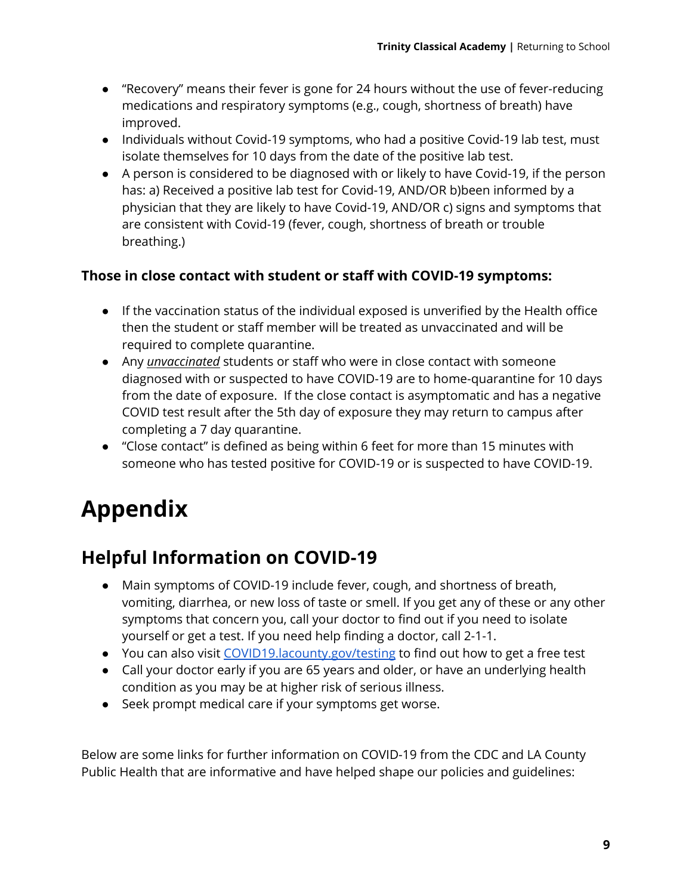- "Recovery" means their fever is gone for 24 hours without the use of fever-reducing medications and respiratory symptoms (e.g., cough, shortness of breath) have improved.
- Individuals without Covid-19 symptoms, who had a positive Covid-19 lab test, must isolate themselves for 10 days from the date of the positive lab test.
- A person is considered to be diagnosed with or likely to have Covid-19, if the person has: a) Received a positive lab test for Covid-19, AND/OR b)been informed by a physician that they are likely to have Covid-19, AND/OR c) signs and symptoms that are consistent with Covid-19 (fever, cough, shortness of breath or trouble breathing.)

**Those in close contact with student or staff with COVID-19 symptoms:**

- If the vaccination status of the individual exposed is unverified by the Health office then the student or staff member will be treated as unvaccinated and will be required to complete quarantine.
- Any ***unvaccinated*** students or staff who were in close contact with someone diagnosed with or suspected to have COVID-19 are to home-quarantine for 10 days from the date of exposure. If the close contact is asymptomatic and has a negative COVID test result after the 5th day of exposure they may return to campus after completing a 7 day quarantine.
- "Close contact" is defined as being within 6 feet for more than 15 minutes with someone who has tested positive for COVID-19 or is suspected to have COVID-19.

# Appendix

## Helpful Information on COVID-19

- Main symptoms of COVID-19 include fever, cough, and shortness of breath, vomiting, diarrhea, or new loss of taste or smell. If you get any of these or any other symptoms that concern you, call your doctor to find out if you need to isolate yourself or get a test. If you need help finding a doctor, call 2-1-1.
- You can also visit [COVID19.lacounty.gov/testing](COVID19.lacounty.gov/testing) to find out how to get a free test
- Call your doctor early if you are 65 years and older, or have an underlying health condition as you may be at higher risk of serious illness.
- Seek prompt medical care if your symptoms get worse.

Below are some links for further information on COVID-19 from the CDC and LA County Public Health that are informative and have helped shape our policies and guidelines: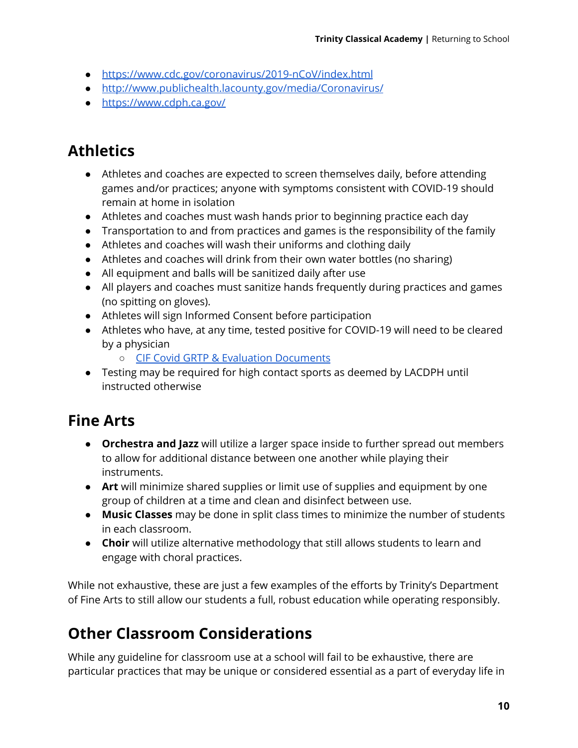- [https://www.cdc.gov/coronavirus/2019-nCoV/index.html](https://www.cdc.gov/coronavirus/2019-nCoV/index.html)
- [http://www.publichealth.lacounty.gov/media/Coronavirus/](http://www.publichealth.lacounty.gov/media/Coronavirus/)
- [https://www.cdph.ca.gov/](https://www.cdph.ca.gov/)

## Athletics

- Athletes and coaches are expected to screen themselves daily, before attending games and/or practices; anyone with symptoms consistent with COVID-19 should remain at home in isolation
- Athletes and coaches must wash hands prior to beginning practice each day
- Transportation to and from practices and games is the responsibility of the family
- Athletes and coaches will wash their uniforms and clothing daily
- Athletes and coaches will drink from their own water bottles (no sharing)
- All equipment and balls will be sanitized daily after use
- All players and coaches must sanitize hands frequently during practices and games (no spitting on gloves).
- Athletes will sign Informed Consent before participation
- Athletes who have, at any time, tested positive for COVID-19 will need to be cleared by a physician
  - CIF Covid GRTP & Evaluation Documents
- Testing may be required for high contact sports as deemed by LACDPH until instructed otherwise

## Fine Arts

- **Orchestra and Jazz** will utilize a larger space inside to further spread out members to allow for additional distance between one another while playing their instruments.
- **Art** will minimize shared supplies or limit use of supplies and equipment by one group of children at a time and clean and disinfect between use.
- **Music Classes** may be done in split class times to minimize the number of students in each classroom.
- **Choir** will utilize alternative methodology that still allows students to learn and engage with choral practices.

While not exhaustive, these are just a few examples of the efforts by Trinity's Department of Fine Arts to still allow our students a full, robust education while operating responsibly.

## Other Classroom Considerations

While any guideline for classroom use at a school will fail to be exhaustive, there are particular practices that may be unique or considered essential as a part of everyday life in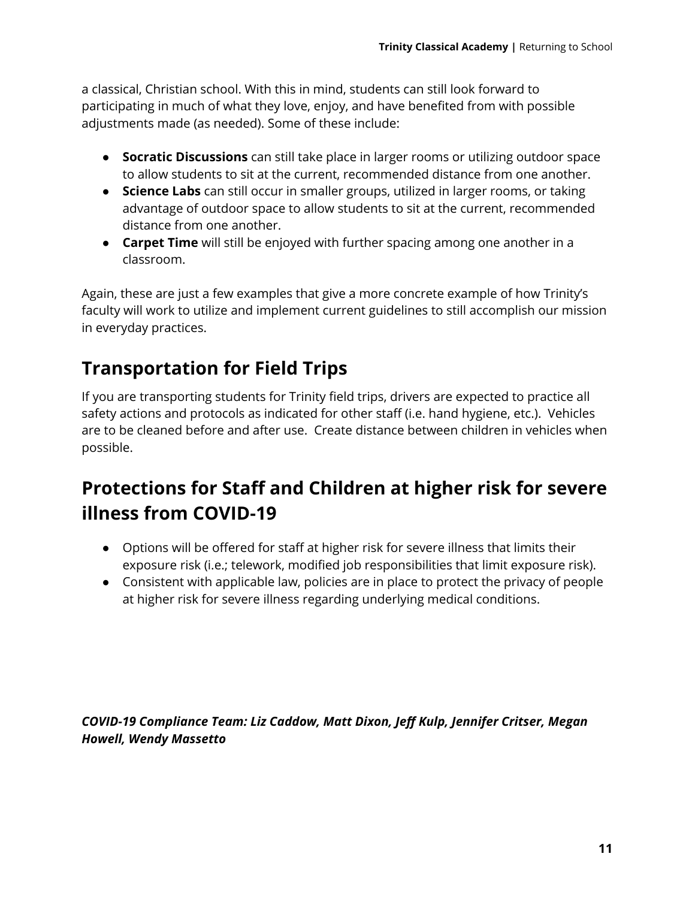a classical, Christian school. With this in mind, students can still look forward to participating in much of what they love, enjoy, and have benefited from with possible adjustments made (as needed). Some of these include:

- **Socratic Discussions** can still take place in larger rooms or utilizing outdoor space to allow students to sit at the current, recommended distance from one another.
- **Science Labs** can still occur in smaller groups, utilized in larger rooms, or taking advantage of outdoor space to allow students to sit at the current, recommended distance from one another.
- **Carpet Time** will still be enjoyed with further spacing among one another in a classroom.

Again, these are just a few examples that give a more concrete example of how Trinity's faculty will work to utilize and implement current guidelines to still accomplish our mission in everyday practices.

## Transportation for Field Trips

If you are transporting students for Trinity field trips, drivers are expected to practice all safety actions and protocols as indicated for other staff (i.e. hand hygiene, etc.). Vehicles are to be cleaned before and after use. Create distance between children in vehicles when possible.

## Protections for Staff and Children at higher risk for severe illness from COVID-19

- Options will be offered for staff at higher risk for severe illness that limits their exposure risk (i.e.; telework, modified job responsibilities that limit exposure risk).
- Consistent with applicable law, policies are in place to protect the privacy of people at higher risk for severe illness regarding underlying medical conditions.

***COVID-19 Compliance Team: Liz Caddow, Matt Dixon, Jeff Kulp, Jennifer Critser, Megan Howell, Wendy Massetto***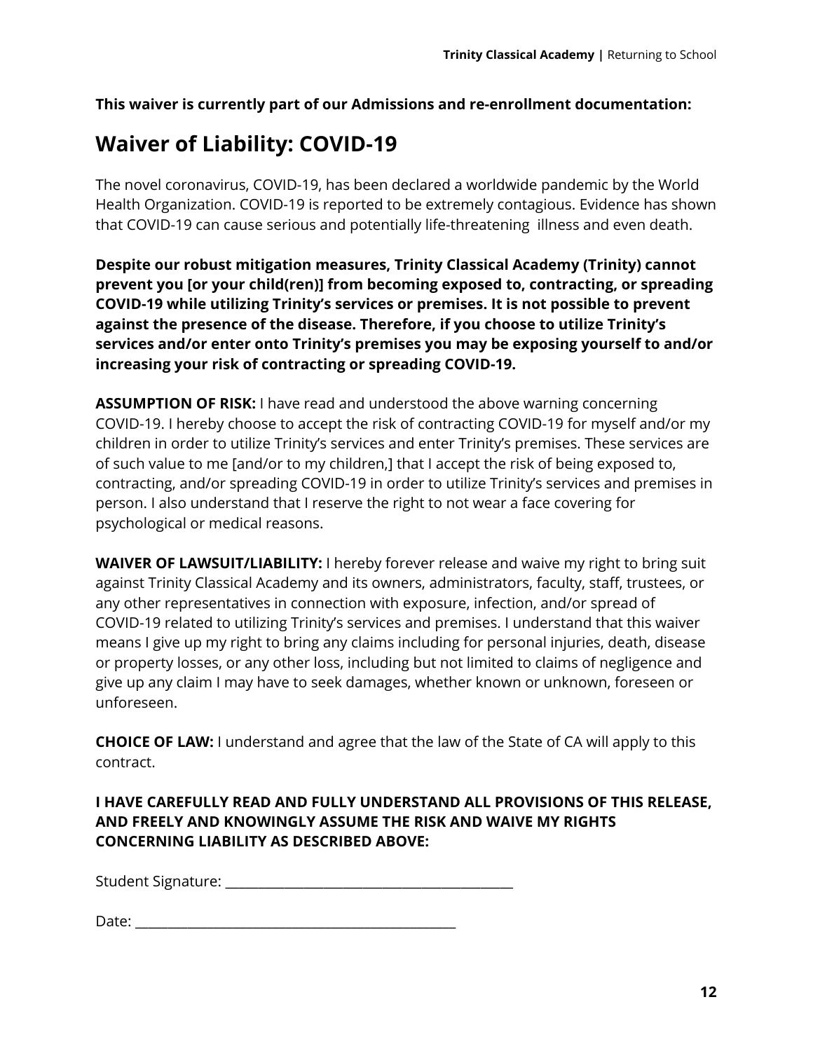**This waiver is currently part of our Admissions and re-enrollment documentation:**

## Waiver of Liability: COVID-19

The novel coronavirus, COVID-19, has been declared a worldwide pandemic by the World Health Organization. COVID-19 is reported to be extremely contagious. Evidence has shown that COVID-19 can cause serious and potentially life-threatening illness and even death.

**Despite our robust mitigation measures, Trinity Classical Academy (Trinity) cannot prevent you [or your child(ren)] from becoming exposed to, contracting, or spreading COVID-19 while utilizing Trinity's services or premises. It is not possible to prevent against the presence of the disease. Therefore, if you choose to utilize Trinity's services and/or enter onto Trinity's premises you may be exposing yourself to and/or increasing your risk of contracting or spreading COVID-19.**

**ASSUMPTION OF RISK:** I have read and understood the above warning concerning COVID-19. I hereby choose to accept the risk of contracting COVID-19 for myself and/or my children in order to utilize Trinity's services and enter Trinity's premises. These services are of such value to me [and/or to my children,] that I accept the risk of being exposed to, contracting, and/or spreading COVID-19 in order to utilize Trinity's services and premises in person. I also understand that I reserve the right to not wear a face covering for psychological or medical reasons.

**WAIVER OF LAWSUIT/LIABILITY:** I hereby forever release and waive my right to bring suit against Trinity Classical Academy and its owners, administrators, faculty, staff, trustees, or any other representatives in connection with exposure, infection, and/or spread of COVID-19 related to utilizing Trinity's services and premises. I understand that this waiver means I give up my right to bring any claims including for personal injuries, death, disease or property losses, or any other loss, including but not limited to claims of negligence and give up any claim I may have to seek damages, whether known or unknown, foreseen or unforeseen.

**CHOICE OF LAW:** I understand and agree that the law of the State of CA will apply to this contract.

**I HAVE CAREFULLY READ AND FULLY UNDERSTAND ALL PROVISIONS OF THIS RELEASE, AND FREELY AND KNOWINGLY ASSUME THE RISK AND WAIVE MY RIGHTS CONCERNING LIABILITY AS DESCRIBED ABOVE:**

Student Signature: ___________________________________________

Date: ________________________________________________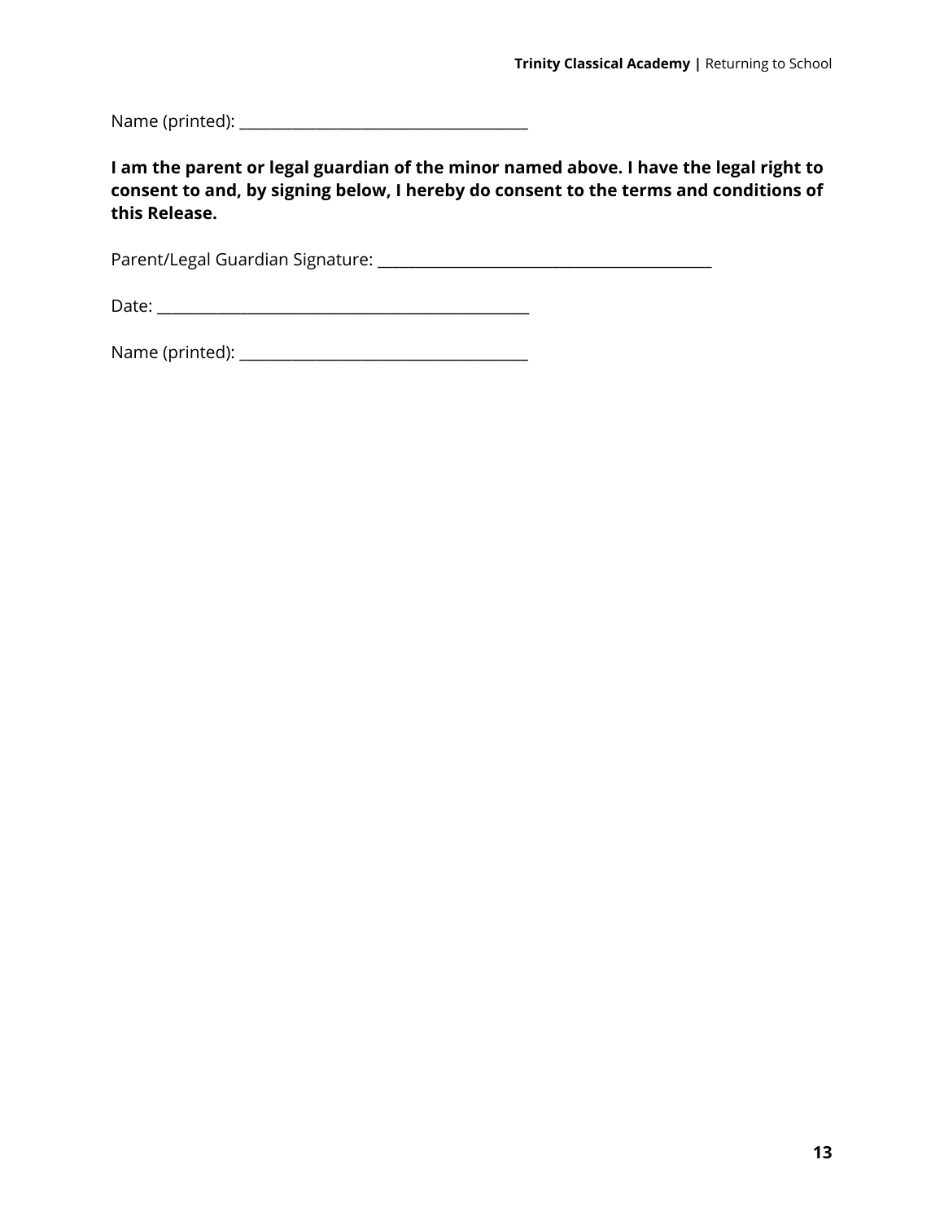Name (printed): ____________________________________

**I am the parent or legal guardian of the minor named above. I have the legal right to consent to and, by signing below, I hereby do consent to the terms and conditions of this Release.**

Parent/Legal Guardian Signature: ___________________________________________

Date: ________________________________________________

Name (printed): ____________________________________